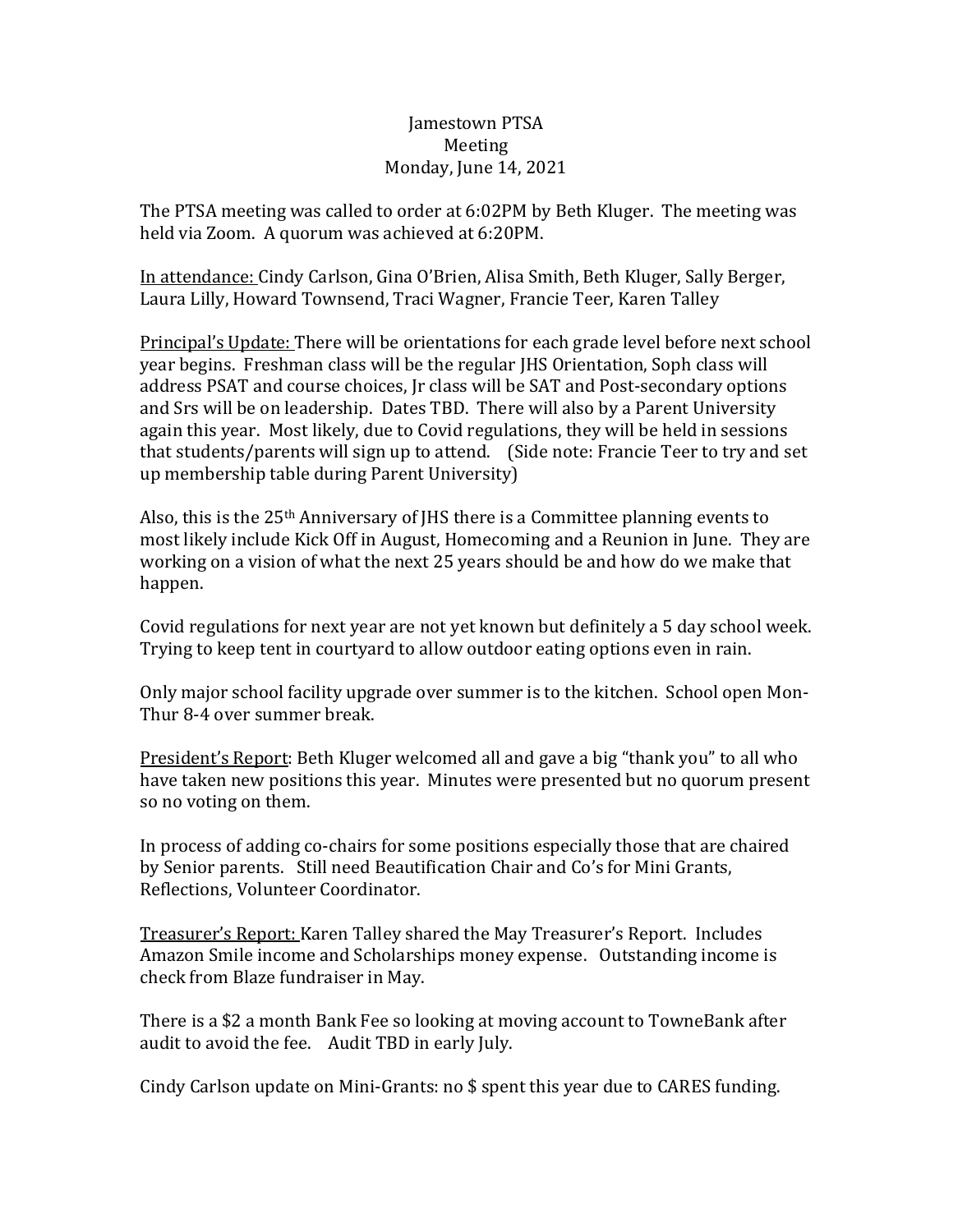Jamestown PTSA
Meeting
Monday, June 14, 2021

The PTSA meeting was called to order at 6:02PM by Beth Kluger. The meeting was held via Zoom. A quorum was achieved at 6:20PM.

<u>In attendance:</u> Cindy Carlson, Gina O'Brien, Alisa Smith, Beth Kluger, Sally Berger, Laura Lilly, Howard Townsend, Traci Wagner, Francie Teer, Karen Talley

<u>Principal's Update:</u> There will be orientations for each grade level before next school year begins. Freshman class will be the regular JHS Orientation, Soph class will address PSAT and course choices, Jr class will be SAT and Post-secondary options and Srs will be on leadership. Dates TBD. There will also by a Parent University again this year. Most likely, due to Covid regulations, they will be held in sessions that students/parents will sign up to attend. (Side note: Francie Teer to try and set up membership table during Parent University)

Also, this is the 25th Anniversary of JHS there is a Committee planning events to most likely include Kick Off in August, Homecoming and a Reunion in June. They are working on a vision of what the next 25 years should be and how do we make that happen.

Covid regulations for next year are not yet known but definitely a 5 day school week. Trying to keep tent in courtyard to allow outdoor eating options even in rain.

Only major school facility upgrade over summer is to the kitchen. School open Mon-Thur 8-4 over summer break.

<u>President's Report</u>: Beth Kluger welcomed all and gave a big "thank you" to all who have taken new positions this year. Minutes were presented but no quorum present so no voting on them.

In process of adding co-chairs for some positions especially those that are chaired by Senior parents. Still need Beautification Chair and Co's for Mini Grants, Reflections, Volunteer Coordinator.

<u>Treasurer's Report:</u> Karen Talley shared the May Treasurer's Report. Includes Amazon Smile income and Scholarships money expense. Outstanding income is check from Blaze fundraiser in May.

There is a $2 a month Bank Fee so looking at moving account to TowneBank after audit to avoid the fee. Audit TBD in early July.

Cindy Carlson update on Mini-Grants: no $ spent this year due to CARES funding.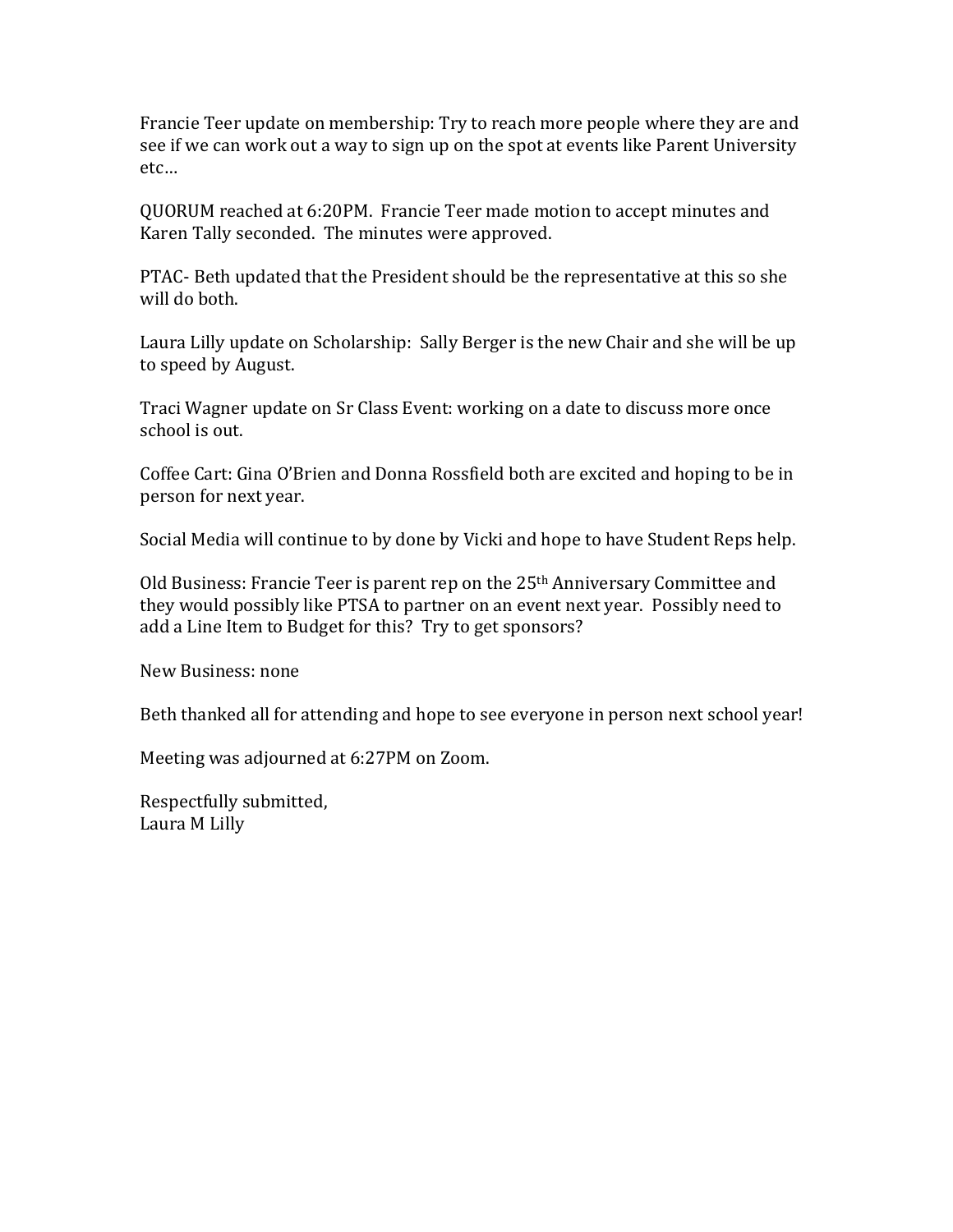Francie Teer update on membership: Try to reach more people where they are and see if we can work out a way to sign up on the spot at events like Parent University etc…

QUORUM reached at 6:20PM. Francie Teer made motion to accept minutes and Karen Tally seconded. The minutes were approved.

PTAC- Beth updated that the President should be the representative at this so she will do both.

Laura Lilly update on Scholarship: Sally Berger is the new Chair and she will be up to speed by August.

Traci Wagner update on Sr Class Event: working on a date to discuss more once school is out.

Coffee Cart: Gina O'Brien and Donna Rossfield both are excited and hoping to be in person for next year.

Social Media will continue to by done by Vicki and hope to have Student Reps help.

Old Business: Francie Teer is parent rep on the 25th Anniversary Committee and they would possibly like PTSA to partner on an event next year. Possibly need to add a Line Item to Budget for this? Try to get sponsors?

New Business: none

Beth thanked all for attending and hope to see everyone in person next school year!

Meeting was adjourned at 6:27PM on Zoom.

Respectfully submitted,
Laura M Lilly